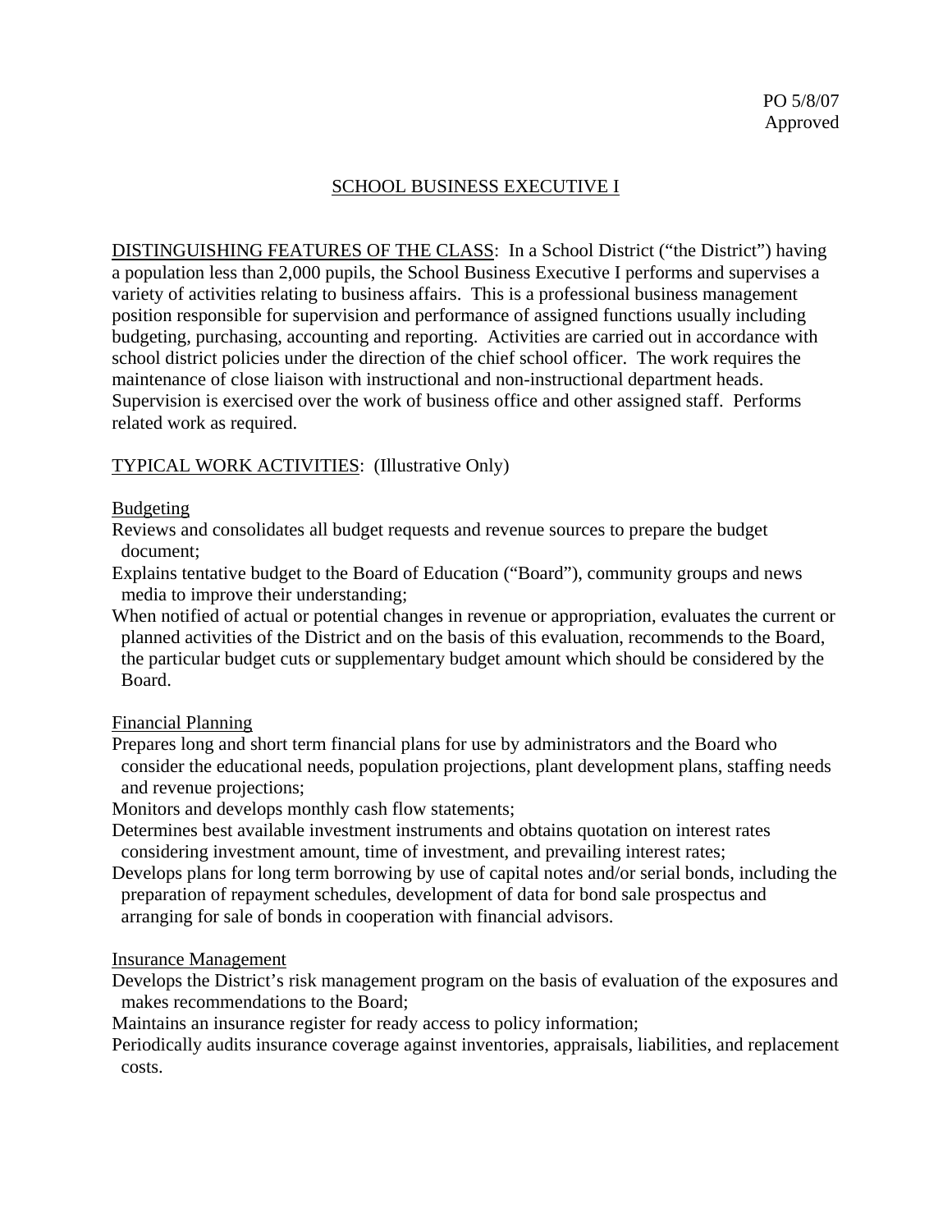PO 5/8/07
Approved

# SCHOOL BUSINESS EXECUTIVE I

DISTINGUISHING FEATURES OF THE CLASS: In a School District ("the District") having a population less than 2,000 pupils, the School Business Executive I performs and supervises a variety of activities relating to business affairs. This is a professional business management position responsible for supervision and performance of assigned functions usually including budgeting, purchasing, accounting and reporting. Activities are carried out in accordance with school district policies under the direction of the chief school officer. The work requires the maintenance of close liaison with instructional and non-instructional department heads. Supervision is exercised over the work of business office and other assigned staff. Performs related work as required.

## TYPICAL WORK ACTIVITIES: (Illustrative Only)

### Budgeting

Reviews and consolidates all budget requests and revenue sources to prepare the budget document;

Explains tentative budget to the Board of Education ("Board"), community groups and news media to improve their understanding;

When notified of actual or potential changes in revenue or appropriation, evaluates the current or planned activities of the District and on the basis of this evaluation, recommends to the Board, the particular budget cuts or supplementary budget amount which should be considered by the Board.

### Financial Planning

Prepares long and short term financial plans for use by administrators and the Board who consider the educational needs, population projections, plant development plans, staffing needs and revenue projections;

Monitors and develops monthly cash flow statements;

Determines best available investment instruments and obtains quotation on interest rates considering investment amount, time of investment, and prevailing interest rates;

Develops plans for long term borrowing by use of capital notes and/or serial bonds, including the preparation of repayment schedules, development of data for bond sale prospectus and arranging for sale of bonds in cooperation with financial advisors.

### Insurance Management

Develops the District's risk management program on the basis of evaluation of the exposures and makes recommendations to the Board;

Maintains an insurance register for ready access to policy information;

Periodically audits insurance coverage against inventories, appraisals, liabilities, and replacement costs.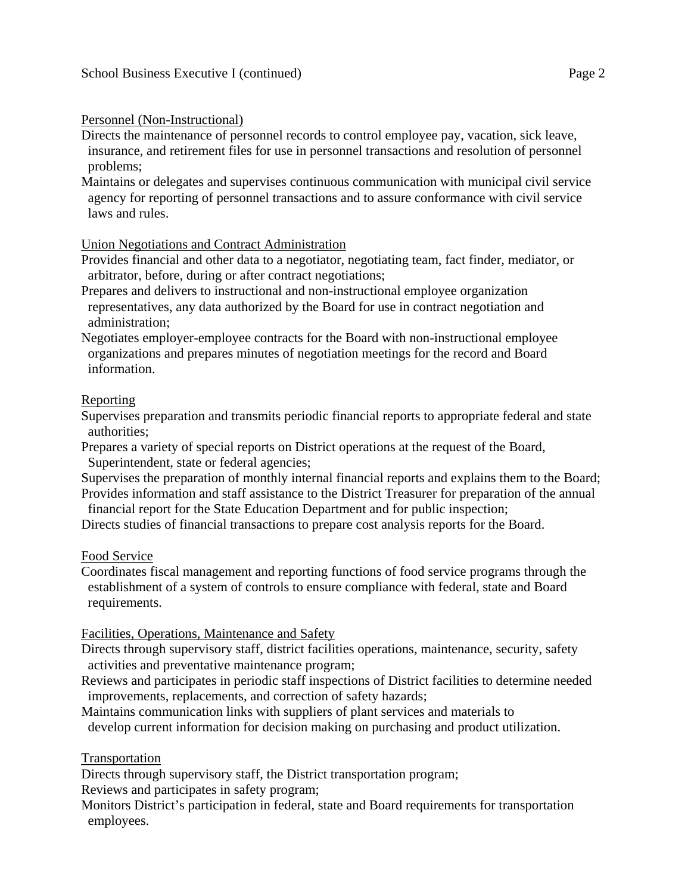Personnel (Non-Instructional)

Directs the maintenance of personnel records to control employee pay, vacation, sick leave, insurance, and retirement files for use in personnel transactions and resolution of personnel problems;

Maintains or delegates and supervises continuous communication with municipal civil service agency for reporting of personnel transactions and to assure conformance with civil service laws and rules.

Union Negotiations and Contract Administration

Provides financial and other data to a negotiator, negotiating team, fact finder, mediator, or arbitrator, before, during or after contract negotiations;

Prepares and delivers to instructional and non-instructional employee organization representatives, any data authorized by the Board for use in contract negotiation and administration;

Negotiates employer-employee contracts for the Board with non-instructional employee organizations and prepares minutes of negotiation meetings for the record and Board information.

Reporting

Supervises preparation and transmits periodic financial reports to appropriate federal and state authorities;

Prepares a variety of special reports on District operations at the request of the Board, Superintendent, state or federal agencies;

Supervises the preparation of monthly internal financial reports and explains them to the Board;

Provides information and staff assistance to the District Treasurer for preparation of the annual financial report for the State Education Department and for public inspection;

Directs studies of financial transactions to prepare cost analysis reports for the Board.

Food Service

Coordinates fiscal management and reporting functions of food service programs through the establishment of a system of controls to ensure compliance with federal, state and Board requirements.

Facilities, Operations, Maintenance and Safety

Directs through supervisory staff, district facilities operations, maintenance, security, safety activities and preventative maintenance program;

Reviews and participates in periodic staff inspections of District facilities to determine needed improvements, replacements, and correction of safety hazards;

Maintains communication links with suppliers of plant services and materials to develop current information for decision making on purchasing and product utilization.

Transportation

Directs through supervisory staff, the District transportation program;

Reviews and participates in safety program;

Monitors District's participation in federal, state and Board requirements for transportation employees.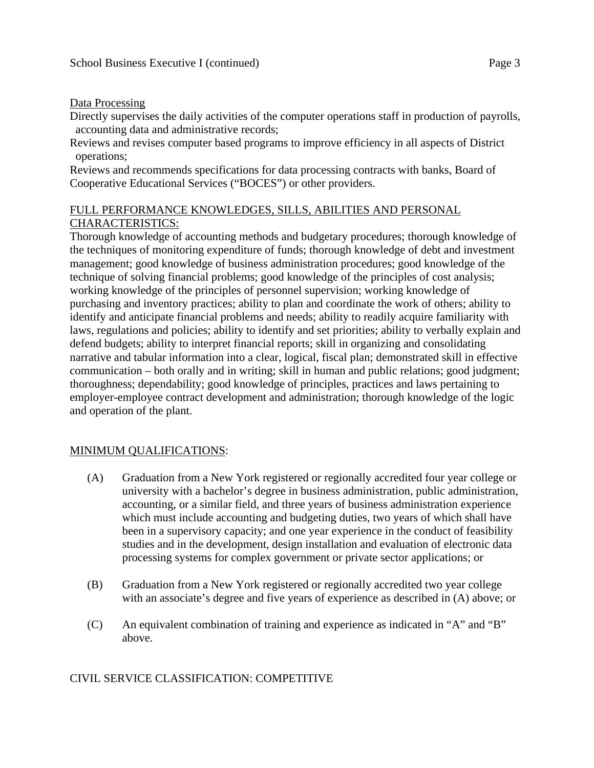Data Processing

Directly supervises the daily activities of the computer operations staff in production of payrolls, accounting data and administrative records;

Reviews and revises computer based programs to improve efficiency in all aspects of District operations;

Reviews and recommends specifications for data processing contracts with banks, Board of Cooperative Educational Services ("BOCES") or other providers.

FULL PERFORMANCE KNOWLEDGES, SILLS, ABILITIES AND PERSONAL CHARACTERISTICS:

Thorough knowledge of accounting methods and budgetary procedures; thorough knowledge of the techniques of monitoring expenditure of funds; thorough knowledge of debt and investment management; good knowledge of business administration procedures; good knowledge of the technique of solving financial problems; good knowledge of the principles of cost analysis; working knowledge of the principles of personnel supervision; working knowledge of purchasing and inventory practices; ability to plan and coordinate the work of others; ability to identify and anticipate financial problems and needs; ability to readily acquire familiarity with laws, regulations and policies; ability to identify and set priorities; ability to verbally explain and defend budgets; ability to interpret financial reports; skill in organizing and consolidating narrative and tabular information into a clear, logical, fiscal plan; demonstrated skill in effective communication – both orally and in writing; skill in human and public relations; good judgment; thoroughness; dependability; good knowledge of principles, practices and laws pertaining to employer-employee contract development and administration; thorough knowledge of the logic and operation of the plant.

MINIMUM QUALIFICATIONS:

(A) Graduation from a New York registered or regionally accredited four year college or university with a bachelor's degree in business administration, public administration, accounting, or a similar field, and three years of business administration experience which must include accounting and budgeting duties, two years of which shall have been in a supervisory capacity; and one year experience in the conduct of feasibility studies and in the development, design installation and evaluation of electronic data processing systems for complex government or private sector applications; or

(B) Graduation from a New York registered or regionally accredited two year college with an associate's degree and five years of experience as described in (A) above; or

(C) An equivalent combination of training and experience as indicated in "A" and "B" above.

CIVIL SERVICE CLASSIFICATION: COMPETITIVE